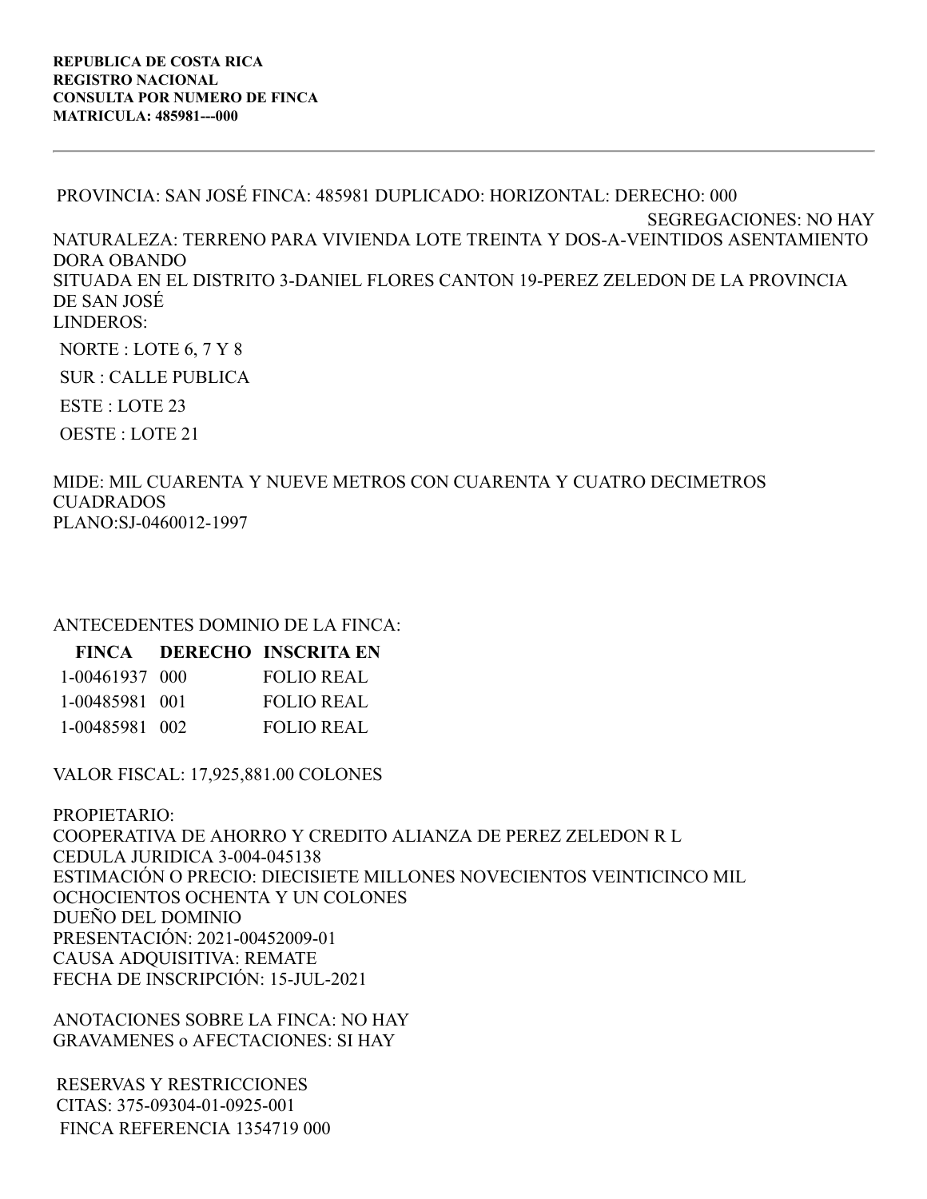**REPUBLICA DE COSTA RICA**
**REGISTRO NACIONAL**
**CONSULTA POR NUMERO DE FINCA**
**MATRICULA: 485981---000**

---

PROVINCIA: SAN JOSÉ FINCA: 485981 DUPLICADO: HORIZONTAL: DERECHO: 000

SEGREGACIONES: NO HAY

NATURALEZA: TERRENO PARA VIVIENDA LOTE TREINTA Y DOS-A-VEINTIDOS ASENTAMIENTO DORA OBANDO
SITUADA EN EL DISTRITO 3-DANIEL FLORES CANTON 19-PEREZ ZELEDON DE LA PROVINCIA DE SAN JOSÉ
LINDEROS:

NORTE : LOTE 6, 7 Y 8

SUR : CALLE PUBLICA

ESTE : LOTE 23

OESTE : LOTE 21

MIDE: MIL CUARENTA Y NUEVE METROS CON CUARENTA Y CUATRO DECIMETROS CUADRADOS
PLANO:SJ-0460012-1997

ANTECEDENTES DOMINIO DE LA FINCA:

| FINCA | DERECHO | INSCRITA EN |
|---|---|---|
| 1-00461937 | 000 | FOLIO REAL |
| 1-00485981 | 001 | FOLIO REAL |
| 1-00485981 | 002 | FOLIO REAL |

VALOR FISCAL: 17,925,881.00 COLONES

PROPIETARIO:
COOPERATIVA DE AHORRO Y CREDITO ALIANZA DE PEREZ ZELEDON R L
CEDULA JURIDICA 3-004-045138
ESTIMACIÓN O PRECIO: DIECISIETE MILLONES NOVECIENTOS VEINTICINCO MIL OCHOCIENTOS OCHENTA Y UN COLONES
DUEÑO DEL DOMINIO
PRESENTACIÓN: 2021-00452009-01
CAUSA ADQUISITIVA: REMATE
FECHA DE INSCRIPCIÓN: 15-JUL-2021

ANOTACIONES SOBRE LA FINCA: NO HAY
GRAVAMENES o AFECTACIONES: SI HAY

RESERVAS Y RESTRICCIONES
CITAS: 375-09304-01-0925-001
FINCA REFERENCIA 1354719 000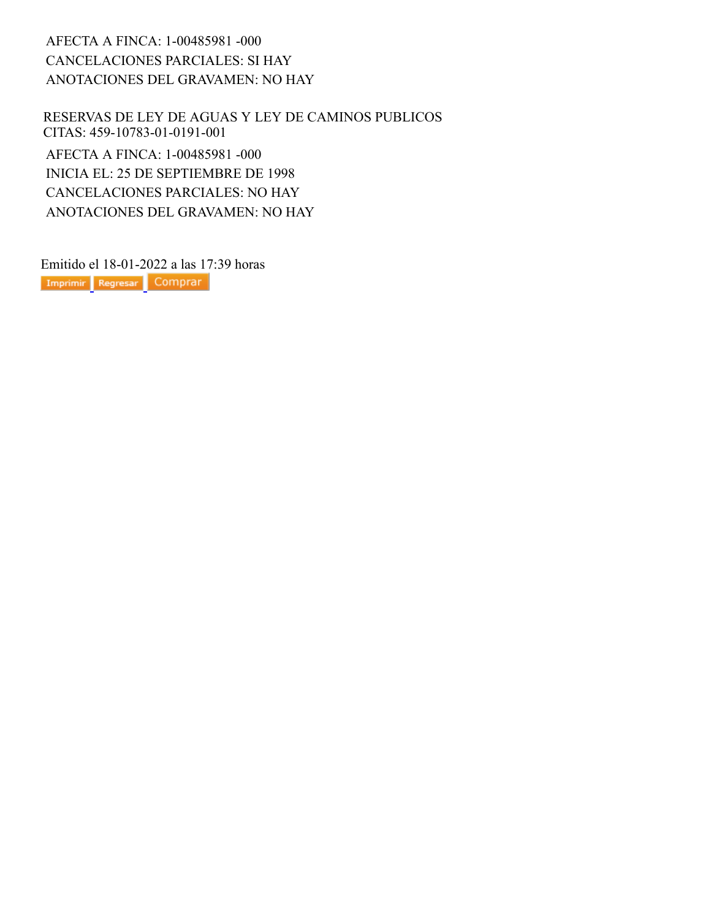AFECTA A FINCA: 1-00485981 -000
CANCELACIONES PARCIALES: SI HAY
ANOTACIONES DEL GRAVAMEN: NO HAY

RESERVAS DE LEY DE AGUAS Y LEY DE CAMINOS PUBLICOS
CITAS: 459-10783-01-0191-001

AFECTA A FINCA: 1-00485981 -000
INICIA EL: 25 DE SEPTIEMBRE DE 1998
CANCELACIONES PARCIALES: NO HAY
ANOTACIONES DEL GRAVAMEN: NO HAY

Emitido el 18-01-2022 a las 17:39 horas

Imprimir Regresar Comprar